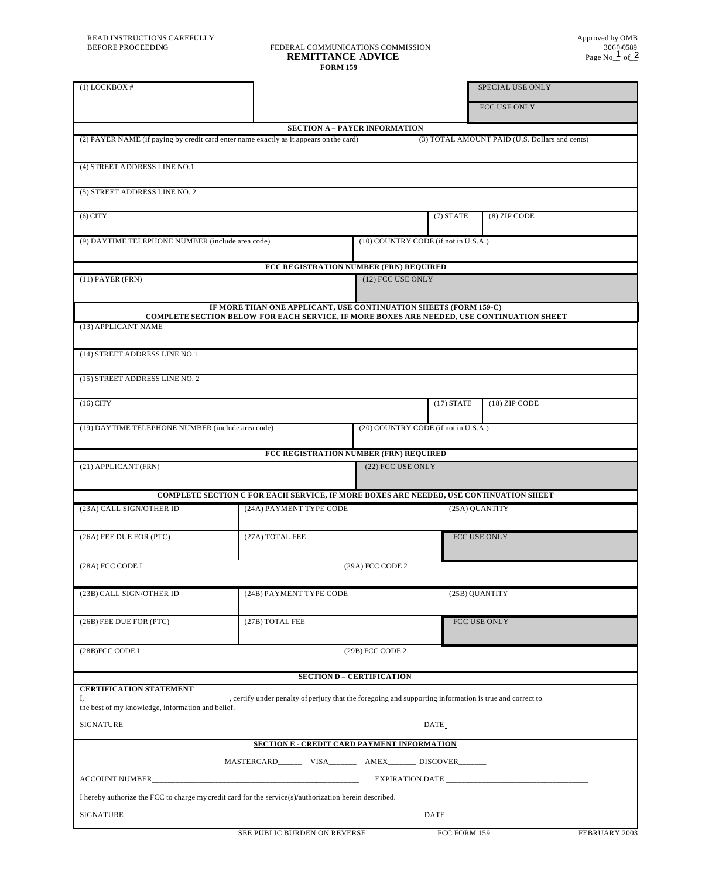READ INSTRUCTIONS CAREFULLY
BEFORE PROCEEDING

FEDERAL COMMUNICATIONS COMMISSION

# REMITTANCE ADVICE

**FORM 159**

Approved by OMB
3060-0589
Page No 1 of 2

| (1) LOCKBOX # | | SPECIAL USE ONLY |
|---|---|---|
| | | FCC USE ONLY |

**SECTION A – PAYER INFORMATION**

| (2) PAYER NAME (if paying by credit card enter name exactly as it appears on the card) | | | (3) TOTAL AMOUNT PAID (U.S. Dollars and cents) |
|---|---|---|---|
| (4) STREET ADDRESS LINE NO.1 | | | |
| (5) STREET ADDRESS LINE NO. 2 | | | |
| (6) CITY | | (7) STATE | (8) ZIP CODE |
| (9) DAYTIME TELEPHONE NUMBER (include area code) | (10) COUNTRY CODE (if not in U.S.A.) | | |

**FCC REGISTRATION NUMBER (FRN) REQUIRED**

| (11) PAYER (FRN) | (12) FCC USE ONLY |
|---|---|

**IF MORE THAN ONE APPLICANT, USE CONTINUATION SHEETS (FORM 159-C)**
**COMPLETE SECTION BELOW FOR EACH SERVICE, IF MORE BOXES ARE NEEDED, USE CONTINUATION SHEET**

| (13) APPLICANT NAME | | | |
|---|---|---|---|
| (14) STREET ADDRESS LINE NO.1 | | | |
| (15) STREET ADDRESS LINE NO. 2 | | | |
| (16) CITY | | (17) STATE | (18) ZIP CODE |
| (19) DAYTIME TELEPHONE NUMBER (include area code) | (20) COUNTRY CODE (if not in U.S.A.) | | |

**FCC REGISTRATION NUMBER (FRN) REQUIRED**

| (21) APPLICANT (FRN) | (22) FCC USE ONLY |
|---|---|

**COMPLETE SECTION C FOR EACH SERVICE, IF MORE BOXES ARE NEEDED, USE CONTINUATION SHEET**

| (23A) CALL SIGN/OTHER ID | (24A) PAYMENT TYPE CODE | (25A) QUANTITY |
|---|---|---|
| (26A) FEE DUE FOR (PTC) | (27A) TOTAL FEE | FCC USE ONLY |
| (28A) FCC CODE I | (29A) FCC CODE 2 | |
| (23B) CALL SIGN/OTHER ID | (24B) PAYMENT TYPE CODE | (25B) QUANTITY |
| (26B) FEE DUE FOR (PTC) | (27B) TOTAL FEE | FCC USE ONLY |
| (28B)FCC CODE I | (29B) FCC CODE 2 | |

**SECTION D – CERTIFICATION**

**CERTIFICATION STATEMENT**

I,\_\_\_\_\_\_\_\_\_\_\_\_\_\_\_\_\_\_\_\_\_\_\_\_\_\_\_\_\_\_, certify under penalty of perjury that the foregoing and supporting information is true and correct to the best of my knowledge, information and belief.

SIGNATURE\_\_\_\_\_\_\_\_\_\_\_\_\_\_\_\_\_\_\_\_\_\_\_\_\_\_\_\_\_\_\_\_\_\_\_\_\_\_\_\_ DATE\_\_\_\_\_\_\_\_\_\_\_\_\_\_\_\_\_\_\_\_\_\_

**SECTION E - CREDIT CARD PAYMENT INFORMATION**

MASTERCARD\_\_\_\_\_\_ VISA\_\_\_\_\_\_\_ AMEX\_\_\_\_\_\_\_ DISCOVER\_\_\_\_\_\_

ACCOUNT NUMBER\_\_\_\_\_\_\_\_\_\_\_\_\_\_\_\_\_\_\_\_\_\_\_\_\_\_\_\_\_\_\_\_\_\_\_\_\_\_\_\_ EXPIRATION DATE \_\_\_\_\_\_\_\_\_\_\_\_\_\_\_\_\_\_\_\_\_\_\_\_\_\_\_\_

I hereby authorize the FCC to charge my credit card for the service(s)/authorization herein described.

SIGNATURE\_\_\_\_\_\_\_\_\_\_\_\_\_\_\_\_\_\_\_\_\_\_\_\_\_\_\_\_\_\_\_\_\_\_\_\_\_\_\_\_\_\_\_\_\_\_ DATE\_\_\_\_\_\_\_\_\_\_\_\_\_\_\_\_\_\_\_\_\_\_\_\_\_\_\_\_\_\_

SEE PUBLIC BURDEN ON REVERSE    FCC FORM 159    FEBRUARY 2003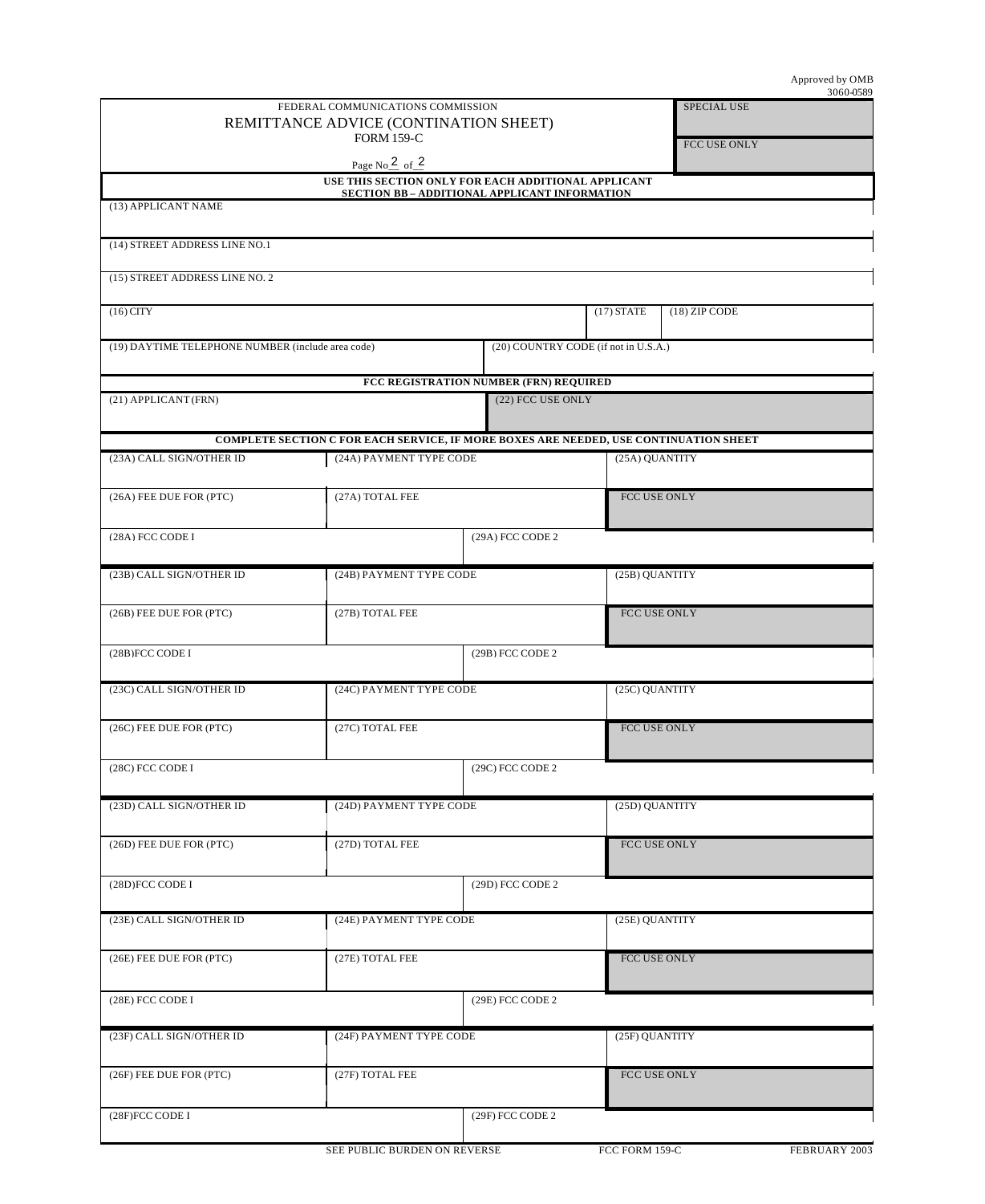Approved by OMB 3060-0589

FEDERAL COMMUNICATIONS COMMISSION

# REMITTANCE ADVICE (CONTINATION SHEET)

FORM 159-C

Page No 2 of 2

| SPECIAL USE |
|---|
| FCC USE ONLY |

**USE THIS SECTION ONLY FOR EACH ADDITIONAL APPLICANT**

**SECTION BB – ADDITIONAL APPLICANT INFORMATION**

| (13) APPLICANT NAME | | |
|---|---|---|
| (14) STREET ADDRESS LINE NO.1 | | |
| (15) STREET ADDRESS LINE NO. 2 | | |
| (16) CITY | (17) STATE | (18) ZIP CODE |
| (19) DAYTIME TELEPHONE NUMBER (include area code) | (20) COUNTRY CODE (if not in U.S.A.) | |

**FCC REGISTRATION NUMBER (FRN) REQUIRED**

| (21) APPLICANT (FRN) | (22) FCC USE ONLY |
|---|---|

**COMPLETE SECTION C FOR EACH SERVICE, IF MORE BOXES ARE NEEDED, USE CONTINUATION SHEET**

| (23A) CALL SIGN/OTHER ID | (24A) PAYMENT TYPE CODE | (25A) QUANTITY |
|---|---|---|
| (26A) FEE DUE FOR (PTC) | (27A) TOTAL FEE | FCC USE ONLY |
| (28A) FCC CODE I | (29A) FCC CODE 2 | |
| (23B) CALL SIGN/OTHER ID | (24B) PAYMENT TYPE CODE | (25B) QUANTITY |
| (26B) FEE DUE FOR (PTC) | (27B) TOTAL FEE | FCC USE ONLY |
| (28B)FCC CODE I | (29B) FCC CODE 2 | |
| (23C) CALL SIGN/OTHER ID | (24C) PAYMENT TYPE CODE | (25C) QUANTITY |
| (26C) FEE DUE FOR (PTC) | (27C) TOTAL FEE | FCC USE ONLY |
| (28C) FCC CODE I | (29C) FCC CODE 2 | |
| (23D) CALL SIGN/OTHER ID | (24D) PAYMENT TYPE CODE | (25D) QUANTITY |
| (26D) FEE DUE FOR (PTC) | (27D) TOTAL FEE | FCC USE ONLY |
| (28D)FCC CODE I | (29D) FCC CODE 2 | |
| (23E) CALL SIGN/OTHER ID | (24E) PAYMENT TYPE CODE | (25E) QUANTITY |
| (26E) FEE DUE FOR (PTC) | (27E) TOTAL FEE | FCC USE ONLY |
| (28E) FCC CODE I | (29E) FCC CODE 2 | |
| (23F) CALL SIGN/OTHER ID | (24F) PAYMENT TYPE CODE | (25F) QUANTITY |
| (26F) FEE DUE FOR (PTC) | (27F) TOTAL FEE | FCC USE ONLY |
| (28F)FCC CODE I | (29F) FCC CODE 2 | |

SEE PUBLIC BURDEN ON REVERSE FCC FORM 159-C FEBRUARY 2003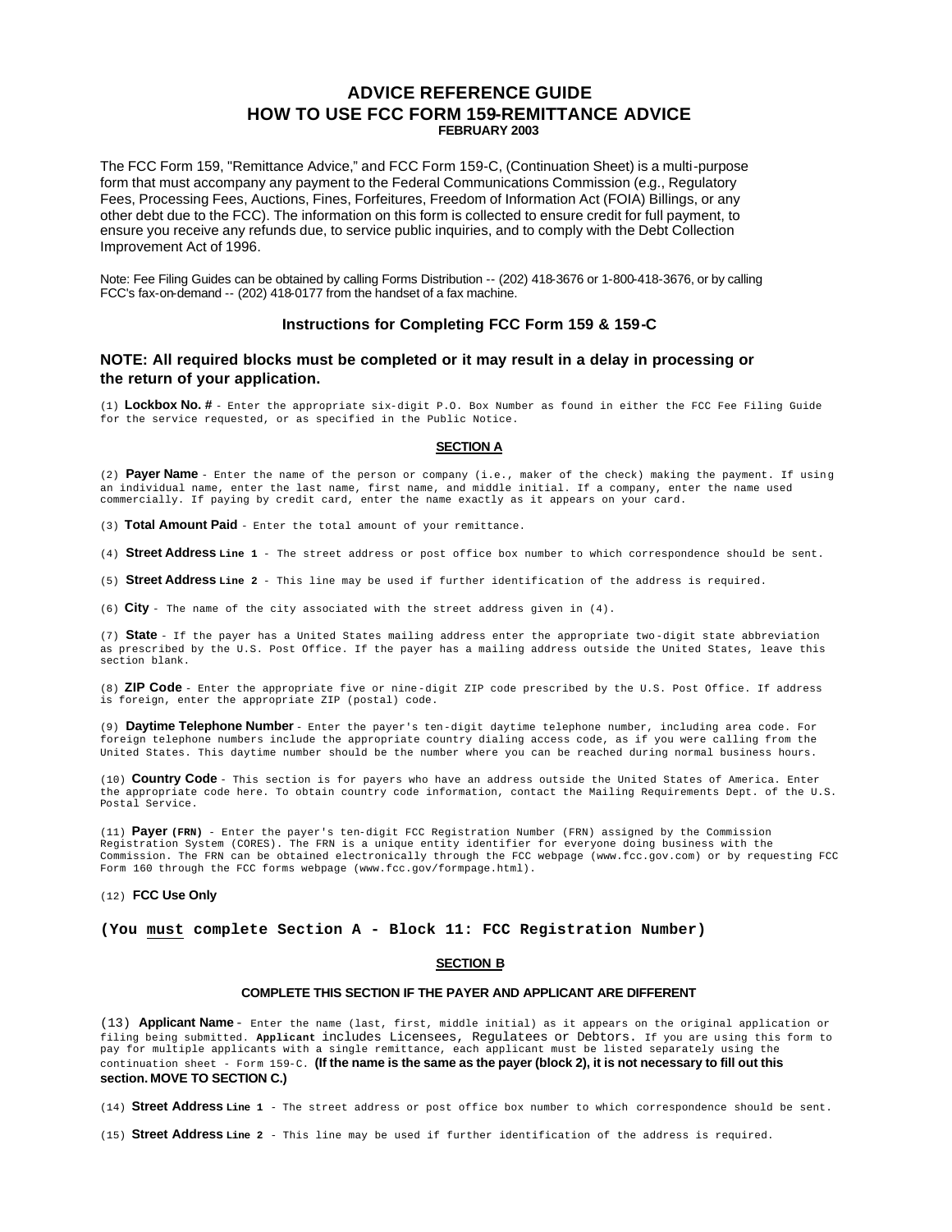# ADVICE REFERENCE GUIDE
# HOW TO USE FCC FORM 159-REMITTANCE ADVICE
**FEBRUARY 2003**

The FCC Form 159, "Remittance Advice," and FCC Form 159-C, (Continuation Sheet) is a multi-purpose form that must accompany any payment to the Federal Communications Commission (e.g., Regulatory Fees, Processing Fees, Auctions, Fines, Forfeitures, Freedom of Information Act (FOIA) Billings, or any other debt due to the FCC). The information on this form is collected to ensure credit for full payment, to ensure you receive any refunds due, to service public inquiries, and to comply with the Debt Collection Improvement Act of 1996.

Note: Fee Filing Guides can be obtained by calling Forms Distribution -- (202) 418-3676 or 1-800-418-3676, or by calling FCC's fax-on-demand -- (202) 418-0177 from the handset of a fax machine.

## Instructions for Completing FCC Form 159 & 159-C

### NOTE: All required blocks must be completed or it may result in a delay in processing or the return of your application.

(1) **Lockbox No. #** - Enter the appropriate six-digit P.O. Box Number as found in either the FCC Fee Filing Guide for the service requested, or as specified in the Public Notice.

### SECTION A

(2) **Payer Name** - Enter the name of the person or company (i.e., maker of the check) making the payment. If using an individual name, enter the last name, first name, and middle initial. If a company, enter the name used commercially. If paying by credit card, enter the name exactly as it appears on your card.

(3) **Total Amount Paid** - Enter the total amount of your remittance.

(4) **Street Address Line 1** - The street address or post office box number to which correspondence should be sent.

(5) **Street Address Line 2** - This line may be used if further identification of the address is required.

(6) **City** - The name of the city associated with the street address given in (4).

(7) **State** - If the payer has a United States mailing address enter the appropriate two-digit state abbreviation as prescribed by the U.S. Post Office. If the payer has a mailing address outside the United States, leave this section blank.

(8) **ZIP Code** - Enter the appropriate five or nine-digit ZIP code prescribed by the U.S. Post Office. If address is foreign, enter the appropriate ZIP (postal) code.

(9) **Daytime Telephone Number** - Enter the payer's ten-digit daytime telephone number, including area code. For foreign telephone numbers include the appropriate country dialing access code, as if you were calling from the United States. This daytime number should be the number where you can be reached during normal business hours.

(10) **Country Code** - This section is for payers who have an address outside the United States of America. Enter the appropriate code here. To obtain country code information, contact the Mailing Requirements Dept. of the U.S. Postal Service.

(11) **Payer (FRN)** - Enter the payer's ten-digit FCC Registration Number (FRN) assigned by the Commission Registration System (CORES). The FRN is a unique entity identifier for everyone doing business with the Commission. The FRN can be obtained electronically through the FCC webpage (www.fcc.gov.com) or by requesting FCC Form 160 through the FCC forms webpage (www.fcc.gov/formpage.html).

(12) **FCC Use Only**

**(You must complete Section A - Block 11: FCC Registration Number)**

### SECTION B

**COMPLETE THIS SECTION IF THE PAYER AND APPLICANT ARE DIFFERENT**

(13) **Applicant Name** - Enter the name (last, first, middle initial) as it appears on the original application or filing being submitted. **Applicant** includes Licensees, Regulatees or Debtors. If you are using this form to pay for multiple applicants with a single remittance, each applicant must be listed separately using the continuation sheet - Form 159-C. **(If the name is the same as the payer (block 2), it is not necessary to fill out this section. MOVE TO SECTION C.)**

(14) **Street Address Line 1** - The street address or post office box number to which correspondence should be sent.

(15) **Street Address Line 2** - This line may be used if further identification of the address is required.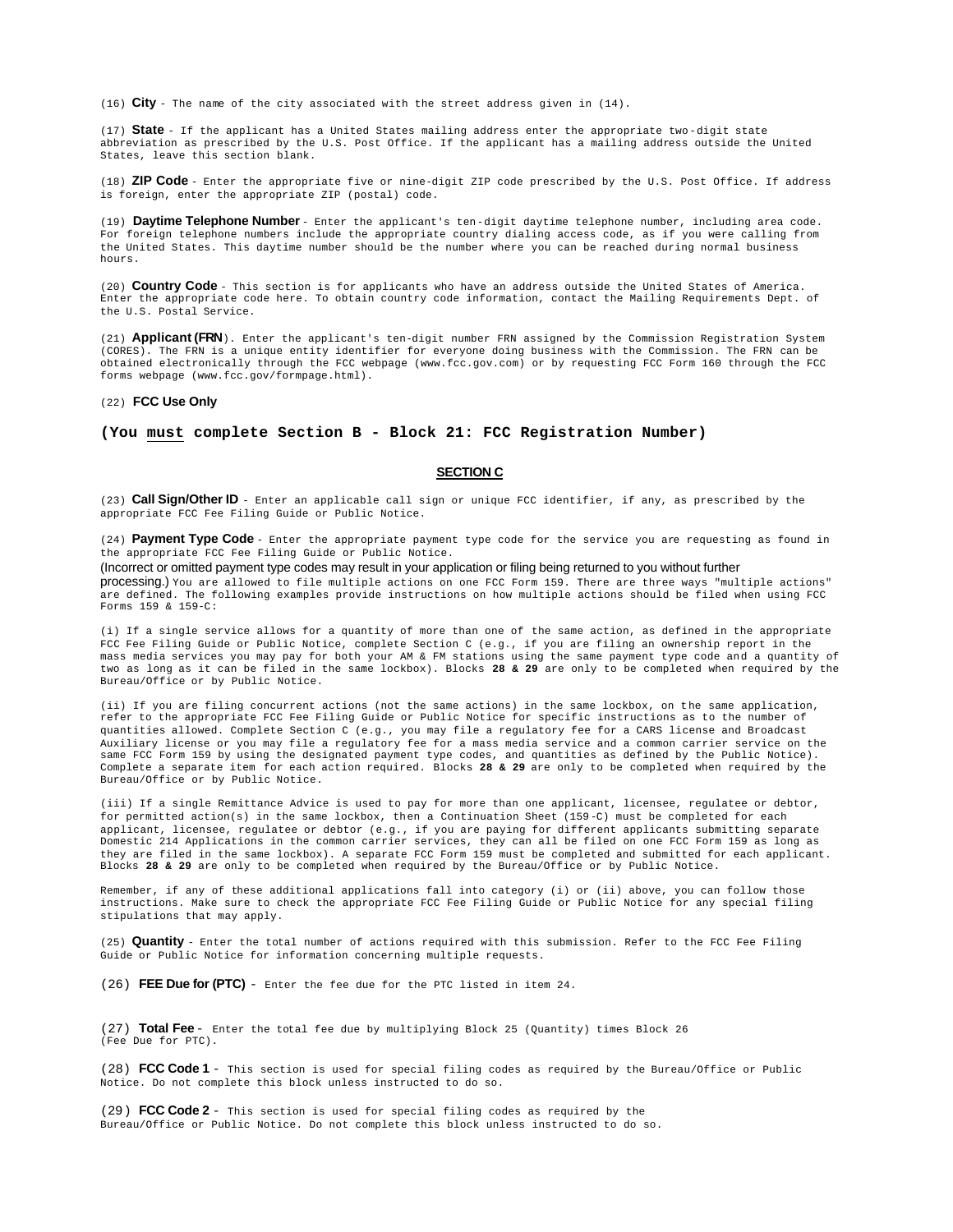(16) **City** - The name of the city associated with the street address given in (14).

(17) **State** - If the applicant has a United States mailing address enter the appropriate two-digit state abbreviation as prescribed by the U.S. Post Office. If the applicant has a mailing address outside the United States, leave this section blank.

(18) **ZIP Code** - Enter the appropriate five or nine-digit ZIP code prescribed by the U.S. Post Office. If address is foreign, enter the appropriate ZIP (postal) code.

(19) **Daytime Telephone Number** - Enter the applicant's ten-digit daytime telephone number, including area code. For foreign telephone numbers include the appropriate country dialing access code, as if you were calling from the United States. This daytime number should be the number where you can be reached during normal business hours.

(20) **Country Code** - This section is for applicants who have an address outside the United States of America. Enter the appropriate code here. To obtain country code information, contact the Mailing Requirements Dept. of the U.S. Postal Service.

(21) **Applicant (FRN**). Enter the applicant's ten-digit number FRN assigned by the Commission Registration System (CORES). The FRN is a unique entity identifier for everyone doing business with the Commission. The FRN can be obtained electronically through the FCC webpage (www.fcc.gov.com) or by requesting FCC Form 160 through the FCC forms webpage (www.fcc.gov/formpage.html).

(22) **FCC Use Only**

**(You <u>must</u> complete Section B - Block 21: FCC Registration Number)**

## SECTION C

(23) **Call Sign/Other ID** - Enter an applicable call sign or unique FCC identifier, if any, as prescribed by the appropriate FCC Fee Filing Guide or Public Notice.

(24) **Payment Type Code** - Enter the appropriate payment type code for the service you are requesting as found in the appropriate FCC Fee Filing Guide or Public Notice.
(Incorrect or omitted payment type codes may result in your application or filing being returned to you without further processing.) You are allowed to file multiple actions on one FCC Form 159. There are three ways "multiple actions" are defined. The following examples provide instructions on how multiple actions should be filed when using FCC Forms 159 & 159-C:

(i) If a single service allows for a quantity of more than one of the same action, as defined in the appropriate FCC Fee Filing Guide or Public Notice, complete Section C (e.g., if you are filing an ownership report in the mass media services you may pay for both your AM & FM stations using the same payment type code and a quantity of two as long as it can be filed in the same lockbox). Blocks **28 & 29** are only to be completed when required by the Bureau/Office or by Public Notice.

(ii) If you are filing concurrent actions (not the same actions) in the same lockbox, on the same application, refer to the appropriate FCC Fee Filing Guide or Public Notice for specific instructions as to the number of quantities allowed. Complete Section C (e.g., you may file a regulatory fee for a CARS license and Broadcast Auxiliary license or you may file a regulatory fee for a mass media service and a common carrier service on the same FCC Form 159 by using the designated payment type codes, and quantities as defined by the Public Notice). Complete a separate item for each action required. Blocks **28 & 29** are only to be completed when required by the Bureau/Office or by Public Notice.

(iii) If a single Remittance Advice is used to pay for more than one applicant, licensee, regulatee or debtor, for permitted action(s) in the same lockbox, then a Continuation Sheet (159-C) must be completed for each applicant, licensee, regulatee or debtor (e.g., if you are paying for different applicants submitting separate Domestic 214 Applications in the common carrier services, they can all be filed on one FCC Form 159 as long as they are filed in the same lockbox). A separate FCC Form 159 must be completed and submitted for each applicant. Blocks **28 & 29** are only to be completed when required by the Bureau/Office or by Public Notice.

Remember, if any of these additional applications fall into category (i) or (ii) above, you can follow those instructions. Make sure to check the appropriate FCC Fee Filing Guide or Public Notice for any special filing stipulations that may apply.

(25) **Quantity** - Enter the total number of actions required with this submission. Refer to the FCC Fee Filing Guide or Public Notice for information concerning multiple requests.

(26) **FEE Due for (PTC)** - Enter the fee due for the PTC listed in item 24.

(27) **Total Fee** - Enter the total fee due by multiplying Block 25 (Quantity) times Block 26 (Fee Due for PTC).

(28) **FCC Code 1** - This section is used for special filing codes as required by the Bureau/Office or Public Notice. Do not complete this block unless instructed to do so.

(29) **FCC Code 2** - This section is used for special filing codes as required by the Bureau/Office or Public Notice. Do not complete this block unless instructed to do so.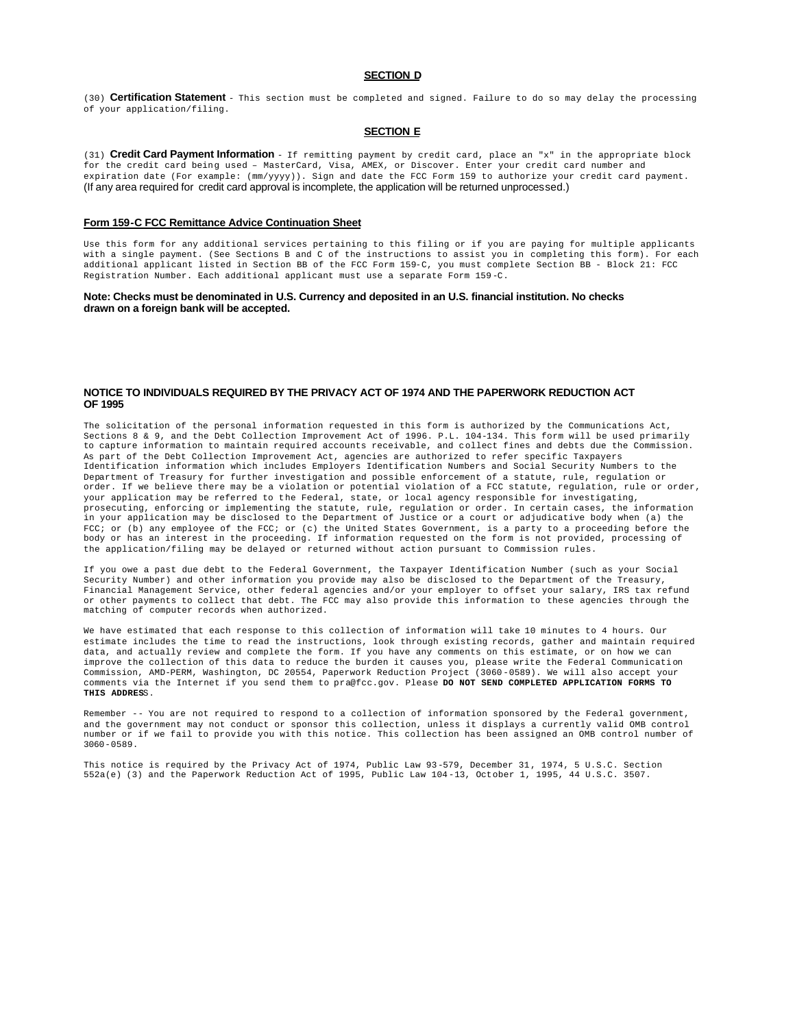## SECTION D

(30) **Certification Statement** - This section must be completed and signed. Failure to do so may delay the processing of your application/filing.

## SECTION E

(31) **Credit Card Payment Information** - If remitting payment by credit card, place an "x" in the appropriate block for the credit card being used – MasterCard, Visa, AMEX, or Discover. Enter your credit card number and expiration date (For example: (mm/yyyy)). Sign and date the FCC Form 159 to authorize your credit card payment. (If any area required for credit card approval is incomplete, the application will be returned unprocessed.)

### Form 159-C FCC Remittance Advice Continuation Sheet

Use this form for any additional services pertaining to this filing or if you are paying for multiple applicants with a single payment. (See Sections B and C of the instructions to assist you in completing this form). For each additional applicant listed in Section BB of the FCC Form 159-C, you must complete Section BB - Block 21: FCC Registration Number. Each additional applicant must use a separate Form 159-C.

**Note: Checks must be denominated in U.S. Currency and deposited in an U.S. financial institution. No checks drawn on a foreign bank will be accepted.**

### NOTICE TO INDIVIDUALS REQUIRED BY THE PRIVACY ACT OF 1974 AND THE PAPERWORK REDUCTION ACT OF 1995

The solicitation of the personal information requested in this form is authorized by the Communications Act, Sections 8 & 9, and the Debt Collection Improvement Act of 1996. P.L. 104-134. This form will be used primarily to capture information to maintain required accounts receivable, and collect fines and debts due the Commission. As part of the Debt Collection Improvement Act, agencies are authorized to refer specific Taxpayers Identification information which includes Employers Identification Numbers and Social Security Numbers to the Department of Treasury for further investigation and possible enforcement of a statute, rule, regulation or order. If we believe there may be a violation or potential violation of a FCC statute, regulation, rule or order, your application may be referred to the Federal, state, or local agency responsible for investigating, prosecuting, enforcing or implementing the statute, rule, regulation or order. In certain cases, the information in your application may be disclosed to the Department of Justice or a court or adjudicative body when (a) the FCC; or (b) any employee of the FCC; or (c) the United States Government, is a party to a proceeding before the body or has an interest in the proceeding. If information requested on the form is not provided, processing of the application/filing may be delayed or returned without action pursuant to Commission rules.

If you owe a past due debt to the Federal Government, the Taxpayer Identification Number (such as your Social Security Number) and other information you provide may also be disclosed to the Department of the Treasury, Financial Management Service, other federal agencies and/or your employer to offset your salary, IRS tax refund or other payments to collect that debt. The FCC may also provide this information to these agencies through the matching of computer records when authorized.

We have estimated that each response to this collection of information will take 10 minutes to 4 hours. Our estimate includes the time to read the instructions, look through existing records, gather and maintain required data, and actually review and complete the form. If you have any comments on this estimate, or on how we can improve the collection of this data to reduce the burden it causes you, please write the Federal Communication Commission, AMD-PERM, Washington, DC 20554, Paperwork Reduction Project (3060-0589). We will also accept your comments via the Internet if you send them to pra@fcc.gov. Please **DO NOT SEND COMPLETED APPLICATION FORMS TO THIS ADDRESS**.

Remember -- You are not required to respond to a collection of information sponsored by the Federal government, and the government may not conduct or sponsor this collection, unless it displays a currently valid OMB control number or if we fail to provide you with this notice. This collection has been assigned an OMB control number of 3060-0589.

This notice is required by the Privacy Act of 1974, Public Law 93-579, December 31, 1974, 5 U.S.C. Section 552a(e) (3) and the Paperwork Reduction Act of 1995, Public Law 104-13, October 1, 1995, 44 U.S.C. 3507.